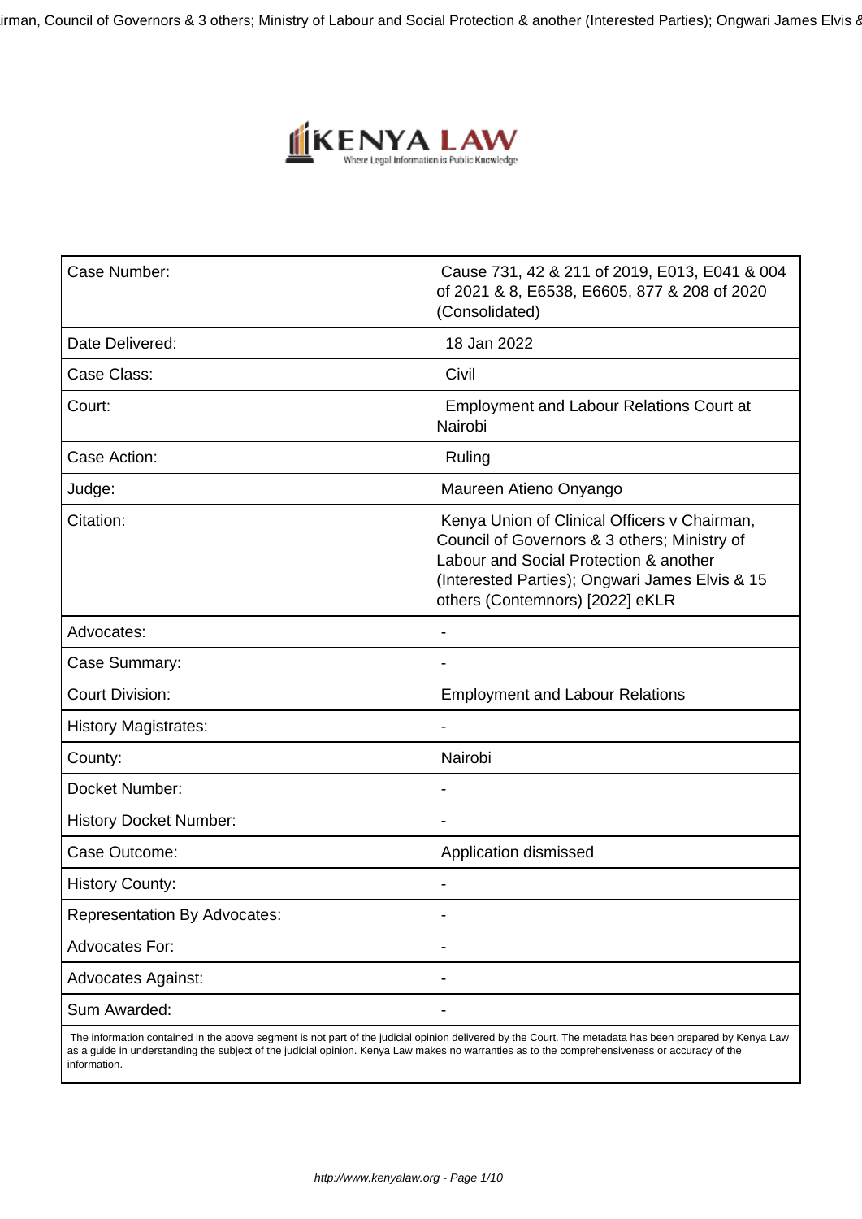| Case Number: | Cause 731, 42 & 211 of 2019, E013, E041 & 004 of 2021 & 8, E6538, E6605, 877 & 208 of 2020 (Consolidated) |
|---|---|
| Date Delivered: | 18 Jan 2022 |
| Case Class: | Civil |
| Court: | Employment and Labour Relations Court at Nairobi |
| Case Action: | Ruling |
| Judge: | Maureen Atieno Onyango |
| Citation: | Kenya Union of Clinical Officers v Chairman, Council of Governors & 3 others; Ministry of Labour and Social Protection & another (Interested Parties); Ongwari James Elvis & 15 others (Contemnors) [2022] eKLR |
| Advocates: | - |
| Case Summary: | - |
| Court Division: | Employment and Labour Relations |
| History Magistrates: | - |
| County: | Nairobi |
| Docket Number: | - |
| History Docket Number: | - |
| Case Outcome: | Application dismissed |
| History County: | - |
| Representation By Advocates: | - |
| Advocates For: | - |
| Advocates Against: | - |
| Sum Awarded: | - |

The information contained in the above segment is not part of the judicial opinion delivered by the Court. The metadata has been prepared by Kenya Law as a guide in understanding the subject of the judicial opinion. Kenya Law makes no warranties as to the comprehensiveness or accuracy of the information.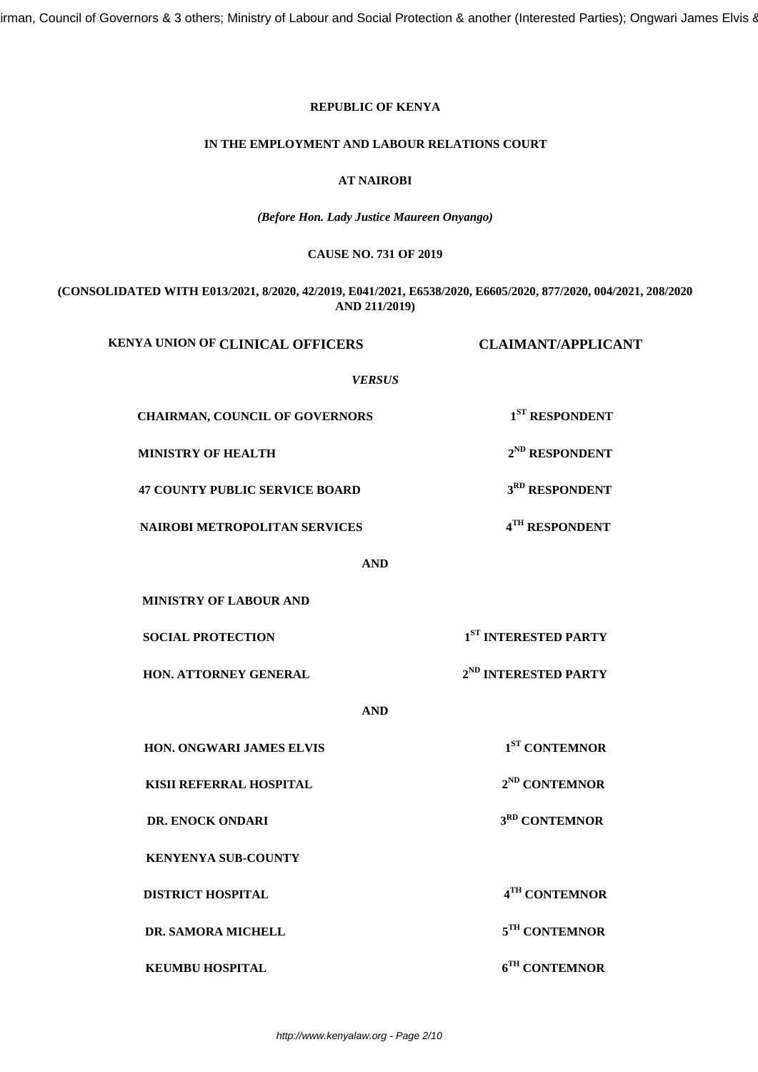**REPUBLIC OF KENYA**

**IN THE EMPLOYMENT AND LABOUR RELATIONS COURT**

**AT NAIROBI**

***(Before Hon. Lady Justice Maureen Onyango)***

**CAUSE NO. 731 OF 2019**

**(CONSOLIDATED WITH E013/2021, 8/2020, 42/2019, E041/2021, E6538/2020, E6605/2020, 877/2020, 004/2021, 208/2020 AND 211/2019)**

**KENYA UNION OF CLINICAL OFFICERS ........................................ CLAIMANT/APPLICANT**

***VERSUS***

**CHAIRMAN, COUNCIL OF GOVERNORS ........................................ 1ST RESPONDENT**

**MINISTRY OF HEALTH ........................................ 2ND RESPONDENT**

**47 COUNTY PUBLIC SERVICE BOARD ........................................ 3RD RESPONDENT**

**NAIROBI METROPOLITAN SERVICES ........................................ 4TH RESPONDENT**

**AND**

**MINISTRY OF LABOUR AND SOCIAL PROTECTION ........................................ 1ST INTERESTED PARTY**

**HON. ATTORNEY GENERAL ........................................ 2ND INTERESTED PARTY**

**AND**

**HON. ONGWARI JAMES ELVIS ........................................ 1ST CONTEMNOR**

**KISII REFERRAL HOSPITAL ........................................ 2ND CONTEMNOR**

**DR. ENOCK ONDARI ........................................ 3RD CONTEMNOR**

**KENYENYA SUB-COUNTY DISTRICT HOSPITAL ........................................ 4TH CONTEMNOR**

**DR. SAMORA MICHELL ........................................ 5TH CONTEMNOR**

**KEUMBU HOSPITAL ........................................ 6TH CONTEMNOR**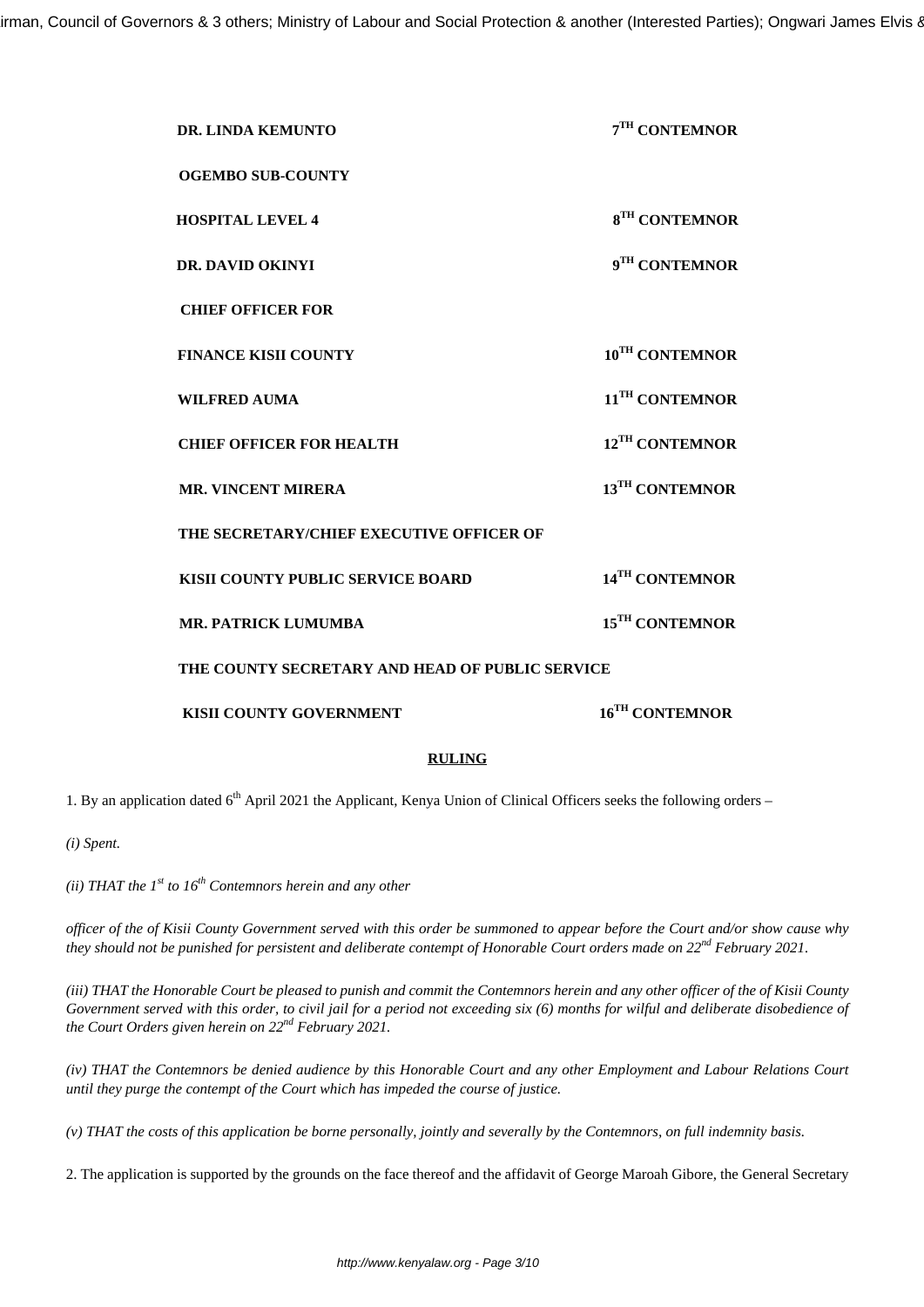| | |
|---|---|
| **DR. LINDA KEMUNTO** | **7TH CONTEMNOR** |
| **OGEMBO SUB-COUNTY** | |
| **HOSPITAL LEVEL 4** | **8TH CONTEMNOR** |
| **DR. DAVID OKINYI** | **9TH CONTEMNOR** |
| **CHIEF OFFICER FOR** | |
| **FINANCE KISII COUNTY** | **10TH CONTEMNOR** |
| **WILFRED AUMA** | **11TH CONTEMNOR** |
| **CHIEF OFFICER FOR HEALTH** | **12TH CONTEMNOR** |
| **MR. VINCENT MIRERA** | **13TH CONTEMNOR** |
| **THE SECRETARY/CHIEF EXECUTIVE OFFICER OF** | |
| **KISII COUNTY PUBLIC SERVICE BOARD** | **14TH CONTEMNOR** |
| **MR. PATRICK LUMUMBA** | **15TH CONTEMNOR** |
| **THE COUNTY SECRETARY AND HEAD OF PUBLIC SERVICE** | |
| **KISII COUNTY GOVERNMENT** | **16TH CONTEMNOR** |

**RULING**

1. By an application dated 6th April 2021 the Applicant, Kenya Union of Clinical Officers seeks the following orders –

*(i) Spent.*

*(ii) THAT the 1st to 16th Contemnors herein and any other officer of the of Kisii County Government served with this order be summoned to appear before the Court and/or show cause why they should not be punished for persistent and deliberate contempt of Honorable Court orders made on 22nd February 2021.*

*(iii) THAT the Honorable Court be pleased to punish and commit the Contemnors herein and any other officer of the of Kisii County Government served with this order, to civil jail for a period not exceeding six (6) months for wilful and deliberate disobedience of the Court Orders given herein on 22nd February 2021.*

*(iv) THAT the Contemnors be denied audience by this Honorable Court and any other Employment and Labour Relations Court until they purge the contempt of the Court which has impeded the course of justice.*

*(v) THAT the costs of this application be borne personally, jointly and severally by the Contemnors, on full indemnity basis.*

2. The application is supported by the grounds on the face thereof and the affidavit of George Maroah Gibore, the General Secretary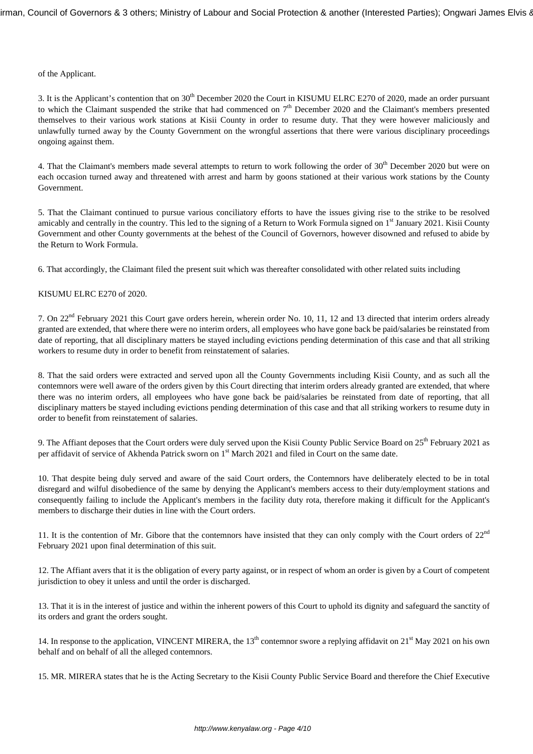of the Applicant.

3. It is the Applicant's contention that on 30th December 2020 the Court in KISUMU ELRC E270 of 2020, made an order pursuant to which the Claimant suspended the strike that had commenced on 7th December 2020 and the Claimant's members presented themselves to their various work stations at Kisii County in order to resume duty. That they were however maliciously and unlawfully turned away by the County Government on the wrongful assertions that there were various disciplinary proceedings ongoing against them.

4. That the Claimant's members made several attempts to return to work following the order of 30th December 2020 but were on each occasion turned away and threatened with arrest and harm by goons stationed at their various work stations by the County Government.

5. That the Claimant continued to pursue various conciliatory efforts to have the issues giving rise to the strike to be resolved amicably and centrally in the country. This led to the signing of a Return to Work Formula signed on 1st January 2021. Kisii County Government and other County governments at the behest of the Council of Governors, however disowned and refused to abide by the Return to Work Formula.

6. That accordingly, the Claimant filed the present suit which was thereafter consolidated with other related suits including

KISUMU ELRC E270 of 2020.

7. On 22nd February 2021 this Court gave orders herein, wherein order No. 10, 11, 12 and 13 directed that interim orders already granted are extended, that where there were no interim orders, all employees who have gone back be paid/salaries be reinstated from date of reporting, that all disciplinary matters be stayed including evictions pending determination of this case and that all striking workers to resume duty in order to benefit from reinstatement of salaries.

8. That the said orders were extracted and served upon all the County Governments including Kisii County, and as such all the contemnors were well aware of the orders given by this Court directing that interim orders already granted are extended, that where there was no interim orders, all employees who have gone back be paid/salaries be reinstated from date of reporting, that all disciplinary matters be stayed including evictions pending determination of this case and that all striking workers to resume duty in order to benefit from reinstatement of salaries.

9. The Affiant deposes that the Court orders were duly served upon the Kisii County Public Service Board on 25th February 2021 as per affidavit of service of Akhenda Patrick sworn on 1st March 2021 and filed in Court on the same date.

10. That despite being duly served and aware of the said Court orders, the Contemnors have deliberately elected to be in total disregard and wilful disobedience of the same by denying the Applicant's members access to their duty/employment stations and consequently failing to include the Applicant's members in the facility duty rota, therefore making it difficult for the Applicant's members to discharge their duties in line with the Court orders.

11. It is the contention of Mr. Gibore that the contemnors have insisted that they can only comply with the Court orders of 22nd February 2021 upon final determination of this suit.

12. The Affiant avers that it is the obligation of every party against, or in respect of whom an order is given by a Court of competent jurisdiction to obey it unless and until the order is discharged.

13. That it is in the interest of justice and within the inherent powers of this Court to uphold its dignity and safeguard the sanctity of its orders and grant the orders sought.

14. In response to the application, VINCENT MIRERA, the 13th contemnor swore a replying affidavit on 21st May 2021 on his own behalf and on behalf of all the alleged contemnors.

15. MR. MIRERA states that he is the Acting Secretary to the Kisii County Public Service Board and therefore the Chief Executive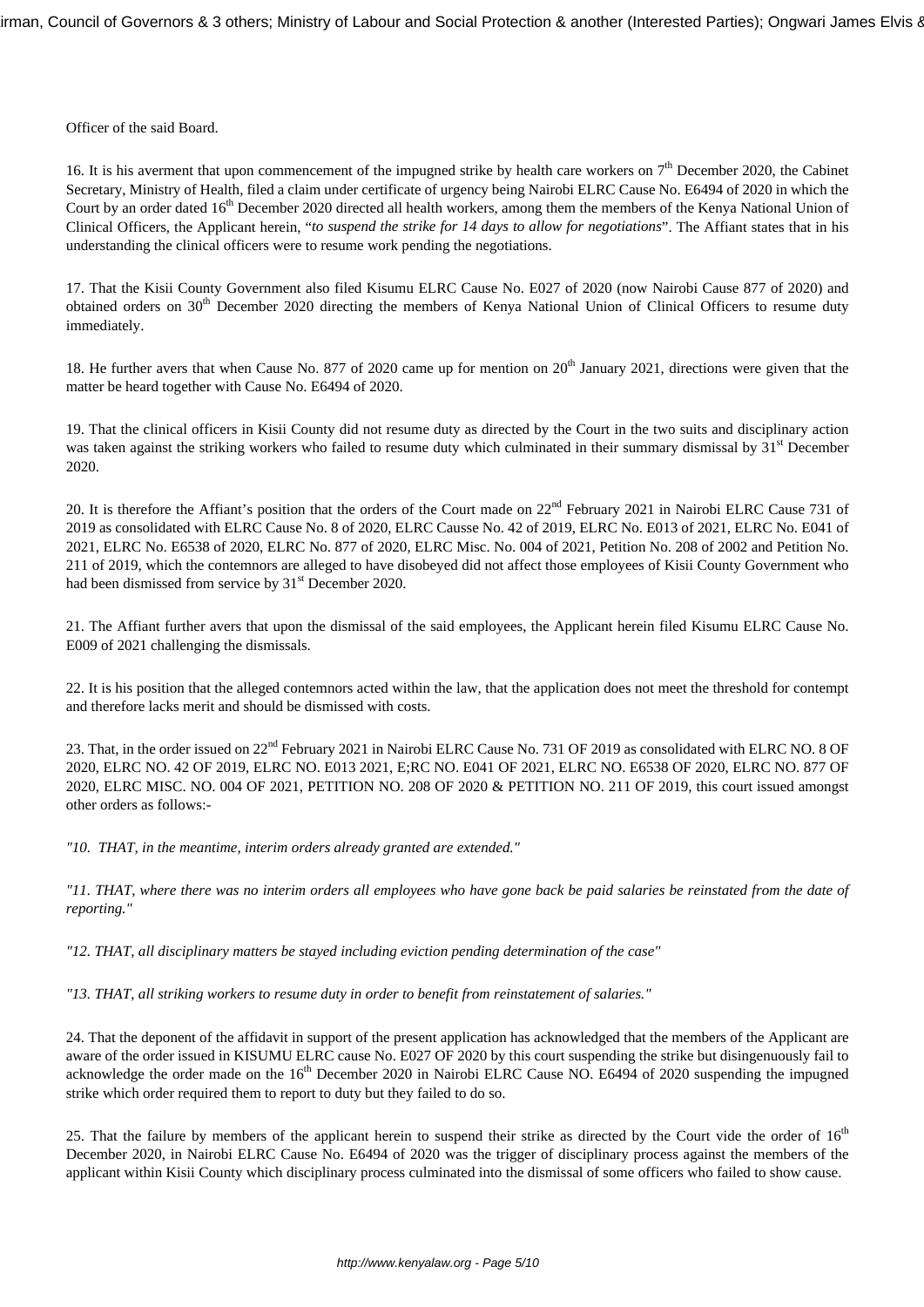Officer of the said Board.

16. It is his averment that upon commencement of the impugned strike by health care workers on 7th December 2020, the Cabinet Secretary, Ministry of Health, filed a claim under certificate of urgency being Nairobi ELRC Cause No. E6494 of 2020 in which the Court by an order dated 16th December 2020 directed all health workers, among them the members of the Kenya National Union of Clinical Officers, the Applicant herein, "*to suspend the strike for 14 days to allow for negotiations*". The Affiant states that in his understanding the clinical officers were to resume work pending the negotiations.

17. That the Kisii County Government also filed Kisumu ELRC Cause No. E027 of 2020 (now Nairobi Cause 877 of 2020) and obtained orders on 30th December 2020 directing the members of Kenya National Union of Clinical Officers to resume duty immediately.

18. He further avers that when Cause No. 877 of 2020 came up for mention on 20th January 2021, directions were given that the matter be heard together with Cause No. E6494 of 2020.

19. That the clinical officers in Kisii County did not resume duty as directed by the Court in the two suits and disciplinary action was taken against the striking workers who failed to resume duty which culminated in their summary dismissal by 31st December 2020.

20. It is therefore the Affiant's position that the orders of the Court made on 22nd February 2021 in Nairobi ELRC Cause 731 of 2019 as consolidated with ELRC Cause No. 8 of 2020, ELRC Causse No. 42 of 2019, ELRC No. E013 of 2021, ELRC No. E041 of 2021, ELRC No. E6538 of 2020, ELRC No. 877 of 2020, ELRC Misc. No. 004 of 2021, Petition No. 208 of 2002 and Petition No. 211 of 2019, which the contemnors are alleged to have disobeyed did not affect those employees of Kisii County Government who had been dismissed from service by 31st December 2020.

21. The Affiant further avers that upon the dismissal of the said employees, the Applicant herein filed Kisumu ELRC Cause No. E009 of 2021 challenging the dismissals.

22. It is his position that the alleged contemnors acted within the law, that the application does not meet the threshold for contempt and therefore lacks merit and should be dismissed with costs.

23. That, in the order issued on 22nd February 2021 in Nairobi ELRC Cause No. 731 OF 2019 as consolidated with ELRC NO. 8 OF 2020, ELRC NO. 42 OF 2019, ELRC NO. E013 2021, E;RC NO. E041 OF 2021, ELRC NO. E6538 OF 2020, ELRC NO. 877 OF 2020, ELRC MISC. NO. 004 OF 2021, PETITION NO. 208 OF 2020 & PETITION NO. 211 OF 2019, this court issued amongst other orders as follows:-

*"10. THAT, in the meantime, interim orders already granted are extended."*

*"11. THAT, where there was no interim orders all employees who have gone back be paid salaries be reinstated from the date of reporting."*

*"12. THAT, all disciplinary matters be stayed including eviction pending determination of the case"*

*"13. THAT, all striking workers to resume duty in order to benefit from reinstatement of salaries."*

24. That the deponent of the affidavit in support of the present application has acknowledged that the members of the Applicant are aware of the order issued in KISUMU ELRC cause No. E027 OF 2020 by this court suspending the strike but disingenuously fail to acknowledge the order made on the 16th December 2020 in Nairobi ELRC Cause NO. E6494 of 2020 suspending the impugned strike which order required them to report to duty but they failed to do so.

25. That the failure by members of the applicant herein to suspend their strike as directed by the Court vide the order of 16th December 2020, in Nairobi ELRC Cause No. E6494 of 2020 was the trigger of disciplinary process against the members of the applicant within Kisii County which disciplinary process culminated into the dismissal of some officers who failed to show cause.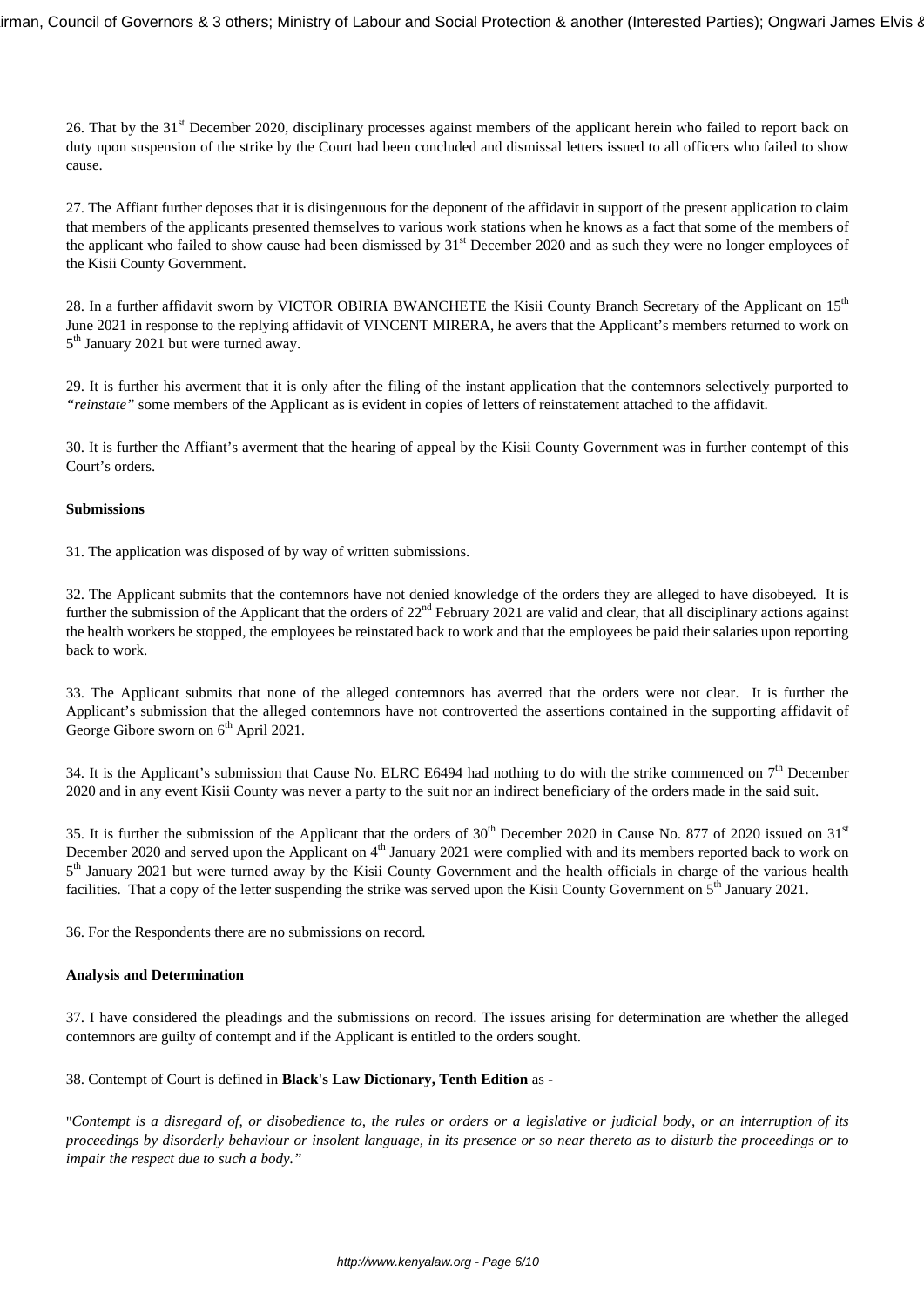26. That by the 31st December 2020, disciplinary processes against members of the applicant herein who failed to report back on duty upon suspension of the strike by the Court had been concluded and dismissal letters issued to all officers who failed to show cause.

27. The Affiant further deposes that it is disingenuous for the deponent of the affidavit in support of the present application to claim that members of the applicants presented themselves to various work stations when he knows as a fact that some of the members of the applicant who failed to show cause had been dismissed by 31st December 2020 and as such they were no longer employees of the Kisii County Government.

28. In a further affidavit sworn by VICTOR OBIRIA BWANCHETE the Kisii County Branch Secretary of the Applicant on 15th June 2021 in response to the replying affidavit of VINCENT MIRERA, he avers that the Applicant's members returned to work on 5th January 2021 but were turned away.

29. It is further his averment that it is only after the filing of the instant application that the contemnors selectively purported to *"reinstate"* some members of the Applicant as is evident in copies of letters of reinstatement attached to the affidavit.

30. It is further the Affiant's averment that the hearing of appeal by the Kisii County Government was in further contempt of this Court's orders.

**Submissions**

31. The application was disposed of by way of written submissions.

32. The Applicant submits that the contemnors have not denied knowledge of the orders they are alleged to have disobeyed. It is further the submission of the Applicant that the orders of 22nd February 2021 are valid and clear, that all disciplinary actions against the health workers be stopped, the employees be reinstated back to work and that the employees be paid their salaries upon reporting back to work.

33. The Applicant submits that none of the alleged contemnors has averred that the orders were not clear. It is further the Applicant's submission that the alleged contemnors have not controverted the assertions contained in the supporting affidavit of George Gibore sworn on 6th April 2021.

34. It is the Applicant's submission that Cause No. ELRC E6494 had nothing to do with the strike commenced on 7th December 2020 and in any event Kisii County was never a party to the suit nor an indirect beneficiary of the orders made in the said suit.

35. It is further the submission of the Applicant that the orders of 30th December 2020 in Cause No. 877 of 2020 issued on 31st December 2020 and served upon the Applicant on 4th January 2021 were complied with and its members reported back to work on 5th January 2021 but were turned away by the Kisii County Government and the health officials in charge of the various health facilities. That a copy of the letter suspending the strike was served upon the Kisii County Government on 5th January 2021.

36. For the Respondents there are no submissions on record.

**Analysis and Determination**

37. I have considered the pleadings and the submissions on record. The issues arising for determination are whether the alleged contemnors are guilty of contempt and if the Applicant is entitled to the orders sought.

38. Contempt of Court is defined in **Black's Law Dictionary, Tenth Edition** as -

"*Contempt is a disregard of, or disobedience to, the rules or orders or a legislative or judicial body, or an interruption of its proceedings by disorderly behaviour or insolent language, in its presence or so near thereto as to disturb the proceedings or to impair the respect due to such a body."*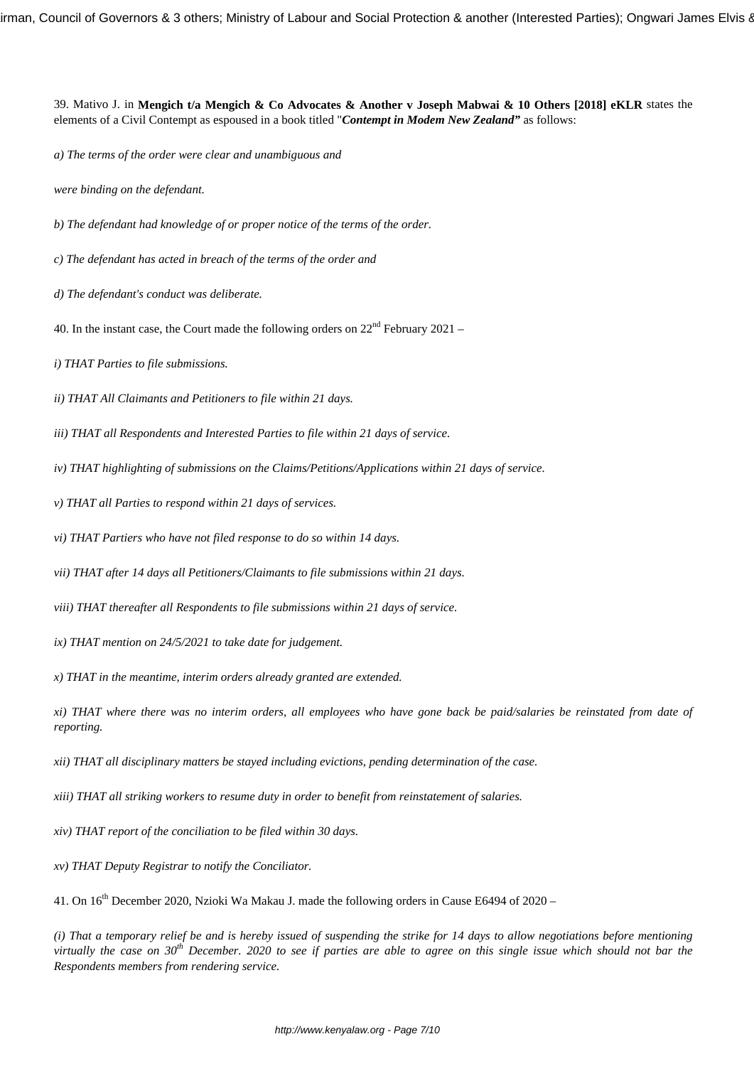39. Mativo J. in **Mengich t/a Mengich & Co Advocates & Another v Joseph Mabwai & 10 Others [2018] eKLR** states the elements of a Civil Contempt as espoused in a book titled "***Contempt in Modem New Zealand"*** as follows:

*a) The terms of the order were clear and unambiguous and*

*were binding on the defendant.*

*b) The defendant had knowledge of or proper notice of the terms of the order.*

*c) The defendant has acted in breach of the terms of the order and*

*d) The defendant's conduct was deliberate.*

40. In the instant case, the Court made the following orders on 22nd February 2021 –

*i) THAT Parties to file submissions.*

*ii) THAT All Claimants and Petitioners to file within 21 days.*

*iii) THAT all Respondents and Interested Parties to file within 21 days of service.*

*iv) THAT highlighting of submissions on the Claims/Petitions/Applications within 21 days of service.*

*v) THAT all Parties to respond within 21 days of services.*

*vi) THAT Partiers who have not filed response to do so within 14 days.*

*vii) THAT after 14 days all Petitioners/Claimants to file submissions within 21 days.*

*viii) THAT thereafter all Respondents to file submissions within 21 days of service.*

*ix) THAT mention on 24/5/2021 to take date for judgement.*

*x) THAT in the meantime, interim orders already granted are extended.*

*xi) THAT where there was no interim orders, all employees who have gone back be paid/salaries be reinstated from date of reporting.*

*xii) THAT all disciplinary matters be stayed including evictions, pending determination of the case.*

*xiii) THAT all striking workers to resume duty in order to benefit from reinstatement of salaries.*

*xiv) THAT report of the conciliation to be filed within 30 days.*

*xv) THAT Deputy Registrar to notify the Conciliator.*

41. On 16th December 2020, Nzioki Wa Makau J. made the following orders in Cause E6494 of 2020 –

*(i) That a temporary relief be and is hereby issued of suspending the strike for 14 days to allow negotiations before mentioning virtually the case on 30th December. 2020 to see if parties are able to agree on this single issue which should not bar the Respondents members from rendering service.*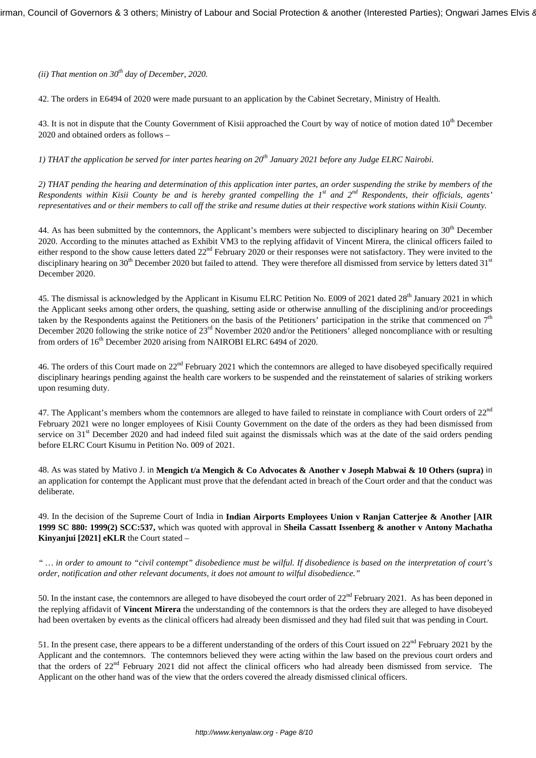*(ii) That mention on 30th day of December, 2020.*

42. The orders in E6494 of 2020 were made pursuant to an application by the Cabinet Secretary, Ministry of Health.

43. It is not in dispute that the County Government of Kisii approached the Court by way of notice of motion dated 10th December 2020 and obtained orders as follows –

*1) THAT the application be served for inter partes hearing on 20th January 2021 before any Judge ELRC Nairobi.*

*2) THAT pending the hearing and determination of this application inter partes, an order suspending the strike by members of the Respondents within Kisii County be and is hereby granted compelling the 1st and 2nd Respondents, their officials, agents' representatives and or their members to call off the strike and resume duties at their respective work stations within Kisii County.*

44. As has been submitted by the contemnors, the Applicant's members were subjected to disciplinary hearing on 30th December 2020. According to the minutes attached as Exhibit VM3 to the replying affidavit of Vincent Mirera, the clinical officers failed to either respond to the show cause letters dated 22nd February 2020 or their responses were not satisfactory. They were invited to the disciplinary hearing on 30th December 2020 but failed to attend. They were therefore all dismissed from service by letters dated 31st December 2020.

45. The dismissal is acknowledged by the Applicant in Kisumu ELRC Petition No. E009 of 2021 dated 28th January 2021 in which the Applicant seeks among other orders, the quashing, setting aside or otherwise annulling of the disciplining and/or proceedings taken by the Respondents against the Petitioners on the basis of the Petitioners' participation in the strike that commenced on 7th December 2020 following the strike notice of 23rd November 2020 and/or the Petitioners' alleged noncompliance with or resulting from orders of 16th December 2020 arising from NAIROBI ELRC 6494 of 2020.

46. The orders of this Court made on 22nd February 2021 which the contemnors are alleged to have disobeyed specifically required disciplinary hearings pending against the health care workers to be suspended and the reinstatement of salaries of striking workers upon resuming duty.

47. The Applicant's members whom the contemnors are alleged to have failed to reinstate in compliance with Court orders of 22nd February 2021 were no longer employees of Kisii County Government on the date of the orders as they had been dismissed from service on 31st December 2020 and had indeed filed suit against the dismissals which was at the date of the said orders pending before ELRC Court Kisumu in Petition No. 009 of 2021.

48. As was stated by Mativo J. in **Mengich t/a Mengich & Co Advocates & Another v Joseph Mabwai & 10 Others (supra)** in an application for contempt the Applicant must prove that the defendant acted in breach of the Court order and that the conduct was deliberate.

49. In the decision of the Supreme Court of India in **Indian Airports Employees Union v Ranjan Catterjee & Another [AIR 1999 SC 880: 1999(2) SCC:537,** which was quoted with approval in **Sheila Cassatt Issenberg & another v Antony Machatha Kinyanjui [2021] eKLR** the Court stated –

*" … in order to amount to "civil contempt" disobedience must be wilful. If disobedience is based on the interpretation of court's order, notification and other relevant documents, it does not amount to wilful disobedience."*

50. In the instant case, the contemnors are alleged to have disobeyed the court order of 22nd February 2021. As has been deponed in the replying affidavit of **Vincent Mirera** the understanding of the contemnors is that the orders they are alleged to have disobeyed had been overtaken by events as the clinical officers had already been dismissed and they had filed suit that was pending in Court.

51. In the present case, there appears to be a different understanding of the orders of this Court issued on 22nd February 2021 by the Applicant and the contemnors. The contemnors believed they were acting within the law based on the previous court orders and that the orders of 22nd February 2021 did not affect the clinical officers who had already been dismissed from service. The Applicant on the other hand was of the view that the orders covered the already dismissed clinical officers.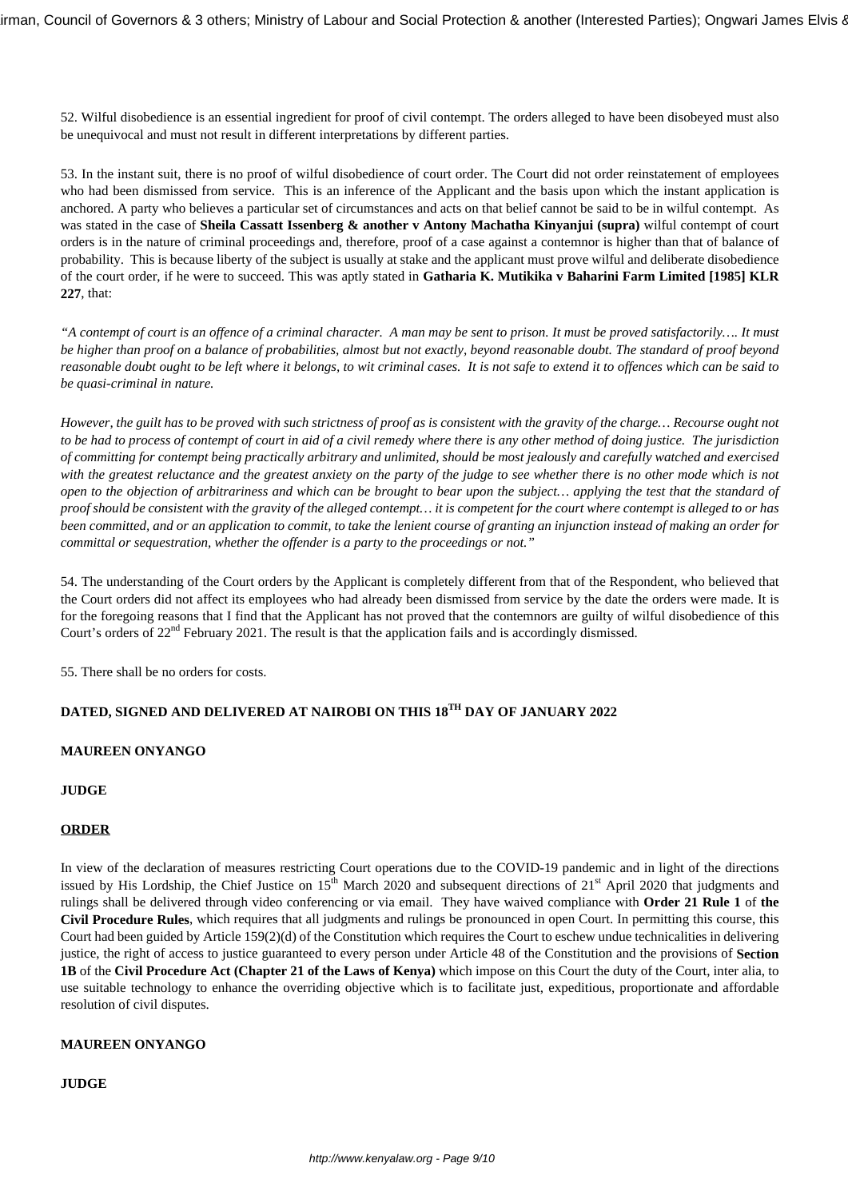52. Wilful disobedience is an essential ingredient for proof of civil contempt. The orders alleged to have been disobeyed must also be unequivocal and must not result in different interpretations by different parties.

53. In the instant suit, there is no proof of wilful disobedience of court order. The Court did not order reinstatement of employees who had been dismissed from service. This is an inference of the Applicant and the basis upon which the instant application is anchored. A party who believes a particular set of circumstances and acts on that belief cannot be said to be in wilful contempt. As was stated in the case of **Sheila Cassatt Issenberg & another v Antony Machatha Kinyanjui (supra)** wilful contempt of court orders is in the nature of criminal proceedings and, therefore, proof of a case against a contemnor is higher than that of balance of probability. This is because liberty of the subject is usually at stake and the applicant must prove wilful and deliberate disobedience of the court order, if he were to succeed. This was aptly stated in **Gatharia K. Mutikika v Baharini Farm Limited [1985] KLR 227**, that:

*"A contempt of court is an offence of a criminal character. A man may be sent to prison. It must be proved satisfactorily…. It must be higher than proof on a balance of probabilities, almost but not exactly, beyond reasonable doubt. The standard of proof beyond reasonable doubt ought to be left where it belongs, to wit criminal cases. It is not safe to extend it to offences which can be said to be quasi-criminal in nature.*

*However, the guilt has to be proved with such strictness of proof as is consistent with the gravity of the charge… Recourse ought not to be had to process of contempt of court in aid of a civil remedy where there is any other method of doing justice. The jurisdiction of committing for contempt being practically arbitrary and unlimited, should be most jealously and carefully watched and exercised with the greatest reluctance and the greatest anxiety on the party of the judge to see whether there is no other mode which is not open to the objection of arbitrariness and which can be brought to bear upon the subject… applying the test that the standard of proof should be consistent with the gravity of the alleged contempt… it is competent for the court where contempt is alleged to or has been committed, and or an application to commit, to take the lenient course of granting an injunction instead of making an order for committal or sequestration, whether the offender is a party to the proceedings or not."*

54. The understanding of the Court orders by the Applicant is completely different from that of the Respondent, who believed that the Court orders did not affect its employees who had already been dismissed from service by the date the orders were made. It is for the foregoing reasons that I find that the Applicant has not proved that the contemnors are guilty of wilful disobedience of this Court's orders of 22nd February 2021. The result is that the application fails and is accordingly dismissed.

55. There shall be no orders for costs.

**DATED, SIGNED AND DELIVERED AT NAIROBI ON THIS 18TH DAY OF JANUARY 2022**

**MAUREEN ONYANGO**

**JUDGE**

**ORDER**

In view of the declaration of measures restricting Court operations due to the COVID-19 pandemic and in light of the directions issued by His Lordship, the Chief Justice on 15th March 2020 and subsequent directions of 21st April 2020 that judgments and rulings shall be delivered through video conferencing or via email. They have waived compliance with **Order 21 Rule 1** of **the Civil Procedure Rules**, which requires that all judgments and rulings be pronounced in open Court. In permitting this course, this Court had been guided by Article 159(2)(d) of the Constitution which requires the Court to eschew undue technicalities in delivering justice, the right of access to justice guaranteed to every person under Article 48 of the Constitution and the provisions of **Section 1B** of the **Civil Procedure Act (Chapter 21 of the Laws of Kenya)** which impose on this Court the duty of the Court, inter alia, to use suitable technology to enhance the overriding objective which is to facilitate just, expeditious, proportionate and affordable resolution of civil disputes.

**MAUREEN ONYANGO**

**JUDGE**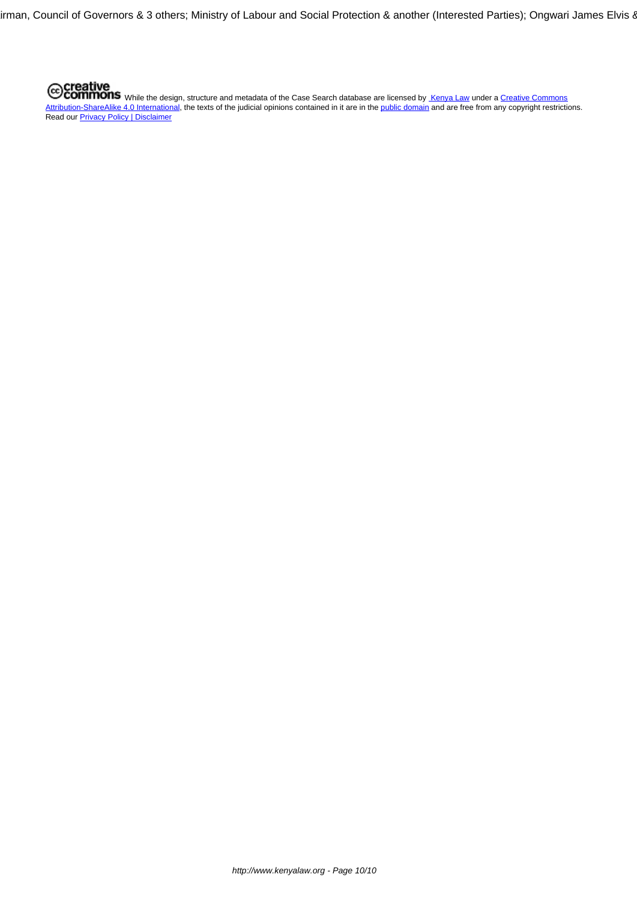While the design, structure and metadata of the Case Search database are licensed by Kenya Law under a Creative Commons Attribution-ShareAlike 4.0 International, the texts of the judicial opinions contained in it are in the public domain and are free from any copyright restrictions.
Read our Privacy Policy | Disclaimer